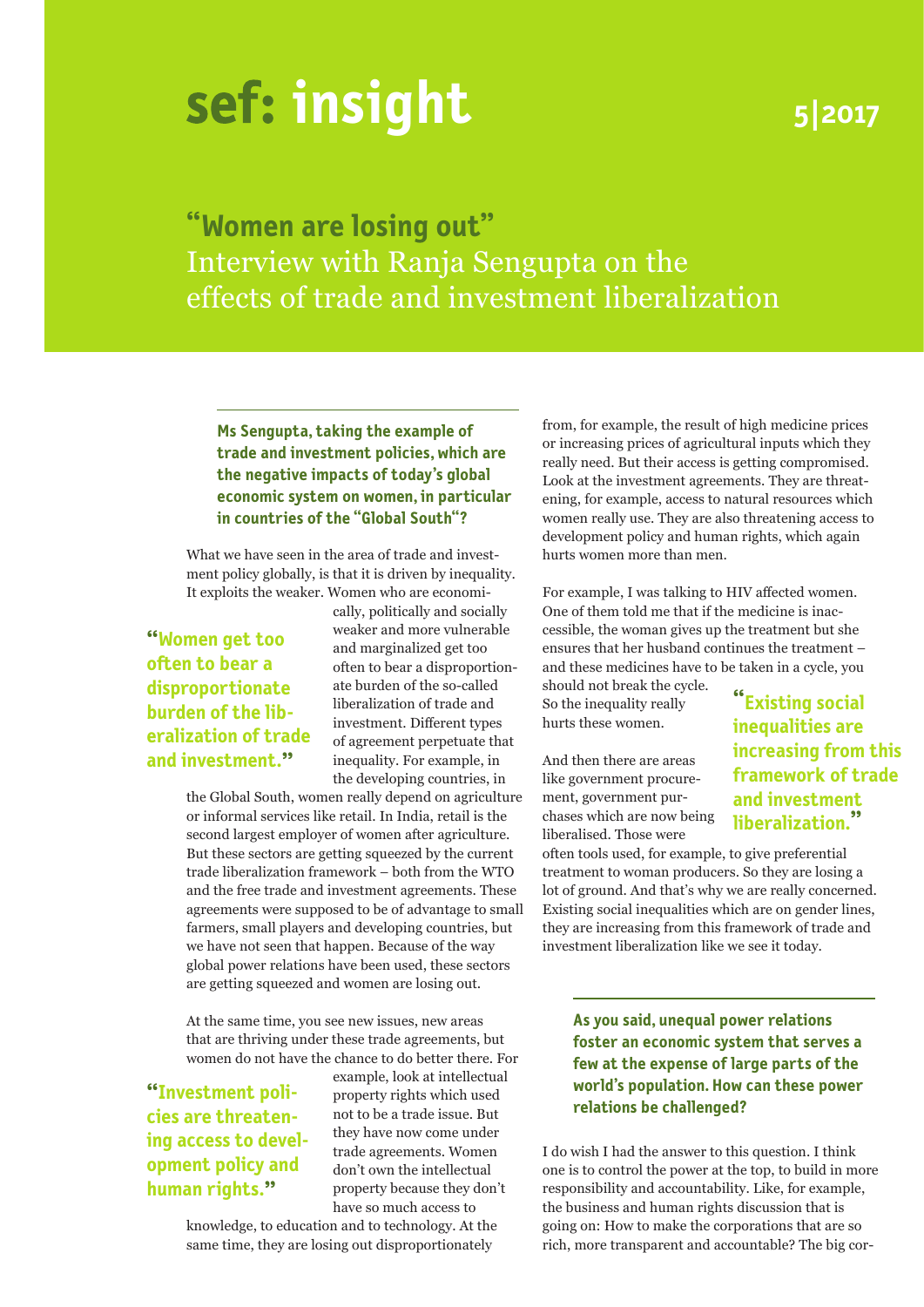# sef: insight

5|2017

## "Women are losing out"

## Interview with Ranja Sengupta on the effects of trade and investment liberalization

**Ms Sengupta, taking the example of trade and investment policies, which are the negative impacts of today's global economic system on women, in particular in countries of the "Global South"?**

What we have seen in the area of trade and investment policy globally, is that it is driven by inequality. It exploits the weaker. Women who are economically, politically and socially weaker and more vulnerable and marginalized get too often to bear a disproportionate burden of the so-called liberalization of trade and investment. Different types of agreement perpetuate that inequality. For example, in the developing countries, in the Global South, women really depend on agriculture or informal services like retail. In India, retail is the second largest employer of women after agriculture. But these sectors are getting squeezed by the current trade liberalization framework – both from the WTO and the free trade and investment agreements. These agreements were supposed to be of advantage to small farmers, small players and developing countries, but we have not seen that happen. Because of the way global power relations have been used, these sectors are getting squeezed and women are losing out.

> **"Women get too often to bear a disproportionate burden of the liberalization of trade and investment."**

At the same time, you see new issues, new areas that are thriving under these trade agreements, but women do not have the chance to do better there. For example, look at intellectual property rights which used not to be a trade issue. But they have now come under trade agreements. Women don't own the intellectual property because they don't have so much access to knowledge, to education and to technology. At the same time, they are losing out disproportionately from, for example, the result of high medicine prices or increasing prices of agricultural inputs which they really need. But their access is getting compromised. Look at the investment agreements. They are threatening, for example, access to natural resources which women really use. They are also threatening access to development policy and human rights, which again hurts women more than men.

> **"Investment policies are threatening access to development policy and human rights."**

For example, I was talking to HIV affected women. One of them told me that if the medicine is inaccessible, the woman gives up the treatment but she ensures that her husband continues the treatment – and these medicines have to be taken in a cycle, you should not break the cycle. So the inequality really hurts these women.

And then there are areas like government procurement, government purchases which are now being liberalised. Those were often tools used, for example, to give preferential treatment to woman producers. So they are losing a lot of ground. And that's why we are really concerned. Existing social inequalities which are on gender lines, they are increasing from this framework of trade and investment liberalization like we see it today.

> **"Existing social inequalities are increasing from this framework of trade and investment liberalization."**

**As you said, unequal power relations foster an economic system that serves a few at the expense of large parts of the world's population. How can these power relations be challenged?**

I do wish I had the answer to this question. I think one is to control the power at the top, to build in more responsibility and accountability. Like, for example, the business and human rights discussion that is going on: How to make the corporations that are so rich, more transparent and accountable? The big cor-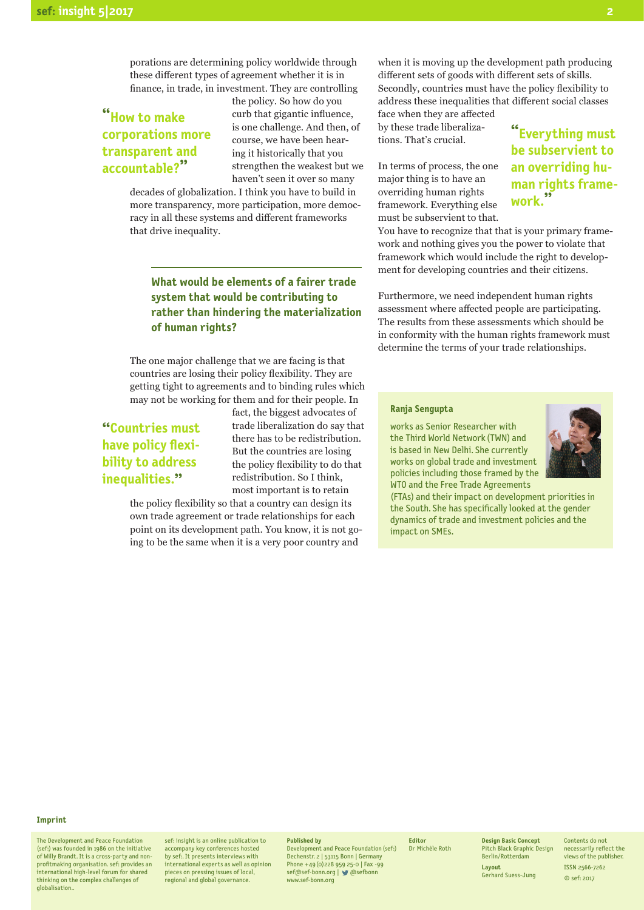porations are determining policy worldwide through these different types of agreement whether it is in finance, in trade, in investment. They are controlling the policy. So how do you curb that gigantic influence, is one challenge. And then, of course, we have been hearing it historically that you strengthen the weakest but we haven't seen it over so many decades of globalization. I think you have to build in more transparency, more participation, more democracy in all these systems and different frameworks that drive inequality.

> "How to make corporations more transparent and accountable?"

### What would be elements of a fairer trade system that would be contributing to rather than hindering the materialization of human rights?

The one major challenge that we are facing is that countries are losing their policy flexibility. They are getting tight to agreements and to binding rules which may not be working for them and for their people. In fact, the biggest advocates of trade liberalization do say that there has to be redistribution. But the countries are losing the policy flexibility to do that redistribution. So I think, most important is to retain the policy flexibility so that a country can design its own trade agreement or trade relationships for each point on its development path. You know, it is not going to be the same when it is a very poor country and when it is moving up the development path producing different sets of goods with different sets of skills. Secondly, countries must have the policy flexibility to address these inequalities that different social classes face when they are affected by these trade liberalizations. That's crucial.

> "Countries must have policy flexibility to address inequalities."

In terms of process, the one major thing is to have an overriding human rights framework. Everything else must be subservient to that. You have to recognize that that is your primary framework and nothing gives you the power to violate that framework which would include the right to development for developing countries and their citizens.

> "Everything must be subservient to an overriding human rights framework."

Furthermore, we need independent human rights assessment where affected people are participating. The results from these assessments which should be in conformity with the human rights framework must determine the terms of your trade relationships.

**Ranja Sengupta**

works as Senior Researcher with the Third World Network (TWN) and is based in New Delhi. She currently works on global trade and investment policies including those framed by the WTO and the Free Trade Agreements (FTAs) and their impact on development priorities in the South. She has specifically looked at the gender dynamics of trade and investment policies and the impact on SMEs.

**Imprint**

The Development and Peace Foundation (sef:) was founded in 1986 on the initiative of Willy Brandt. It is a cross-party and non-profitmaking organisation. sef: provides an international high-level forum for shared thinking on the complex challenges of globalisation..

sef: insight is an online publication to accompany key conferences hosted by sef:. It presents interviews with international experts as well as opinion pieces on pressing issues of local, regional and global governance.

**Published by**
Development and Peace Foundation (sef:)
Dechenstr. 2 | 53115 Bonn | Germany
Phone +49 (0)228 959 25-0 | Fax -99
sef@sef-bonn.org | @sefbonn
www.sef-bonn.org

**Editor**
Dr Michèle Roth

**Design Basic Concept**
Pitch Black Graphic Design Berlin/Rotterdam

**Layout**
Gerhard Suess-Jung

Contents do not necessarily reflect the views of the publisher.

ISSN 2566-7262

© sef: 2017